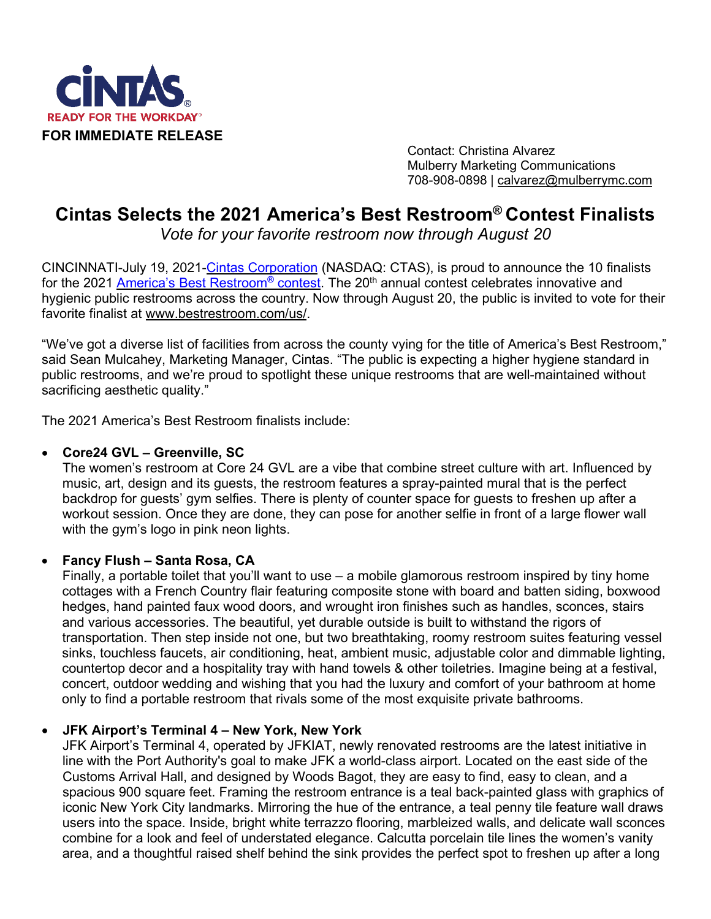CINTAS®
READY FOR THE WORKDAY®

**FOR IMMEDIATE RELEASE**

Contact: Christina Alvarez
Mulberry Marketing Communications
708-908-0898 | calvarez@mulberrymc.com

# Cintas Selects the 2021 America's Best Restroom® Contest Finalists

*Vote for your favorite restroom now through August 20*

CINCINNATI-July 19, 2021-Cintas Corporation (NASDAQ: CTAS), is proud to announce the 10 finalists for the 2021 America's Best Restroom® contest. The 20th annual contest celebrates innovative and hygienic public restrooms across the country. Now through August 20, the public is invited to vote for their favorite finalist at www.bestrestroom.com/us/.

"We've got a diverse list of facilities from across the county vying for the title of America's Best Restroom," said Sean Mulcahey, Marketing Manager, Cintas. "The public is expecting a higher hygiene standard in public restrooms, and we're proud to spotlight these unique restrooms that are well-maintained without sacrificing aesthetic quality."

The 2021 America's Best Restroom finalists include:

- **Core24 GVL – Greenville, SC**
  The women's restroom at Core 24 GVL are a vibe that combine street culture with art. Influenced by music, art, design and its guests, the restroom features a spray-painted mural that is the perfect backdrop for guests' gym selfies. There is plenty of counter space for guests to freshen up after a workout session. Once they are done, they can pose for another selfie in front of a large flower wall with the gym's logo in pink neon lights.

- **Fancy Flush – Santa Rosa, CA**
  Finally, a portable toilet that you'll want to use – a mobile glamorous restroom inspired by tiny home cottages with a French Country flair featuring composite stone with board and batten siding, boxwood hedges, hand painted faux wood doors, and wrought iron finishes such as handles, sconces, stairs and various accessories. The beautiful, yet durable outside is built to withstand the rigors of transportation. Then step inside not one, but two breathtaking, roomy restroom suites featuring vessel sinks, touchless faucets, air conditioning, heat, ambient music, adjustable color and dimmable lighting, countertop decor and a hospitality tray with hand towels & other toiletries. Imagine being at a festival, concert, outdoor wedding and wishing that you had the luxury and comfort of your bathroom at home only to find a portable restroom that rivals some of the most exquisite private bathrooms.

- **JFK Airport's Terminal 4 – New York, New York**
  JFK Airport's Terminal 4, operated by JFKIAT, newly renovated restrooms are the latest initiative in line with the Port Authority's goal to make JFK a world-class airport. Located on the east side of the Customs Arrival Hall, and designed by Woods Bagot, they are easy to find, easy to clean, and a spacious 900 square feet. Framing the restroom entrance is a teal back-painted glass with graphics of iconic New York City landmarks. Mirroring the hue of the entrance, a teal penny tile feature wall draws users into the space. Inside, bright white terrazzo flooring, marbleized walls, and delicate wall sconces combine for a look and feel of understated elegance. Calcutta porcelain tile lines the women's vanity area, and a thoughtful raised shelf behind the sink provides the perfect spot to freshen up after a long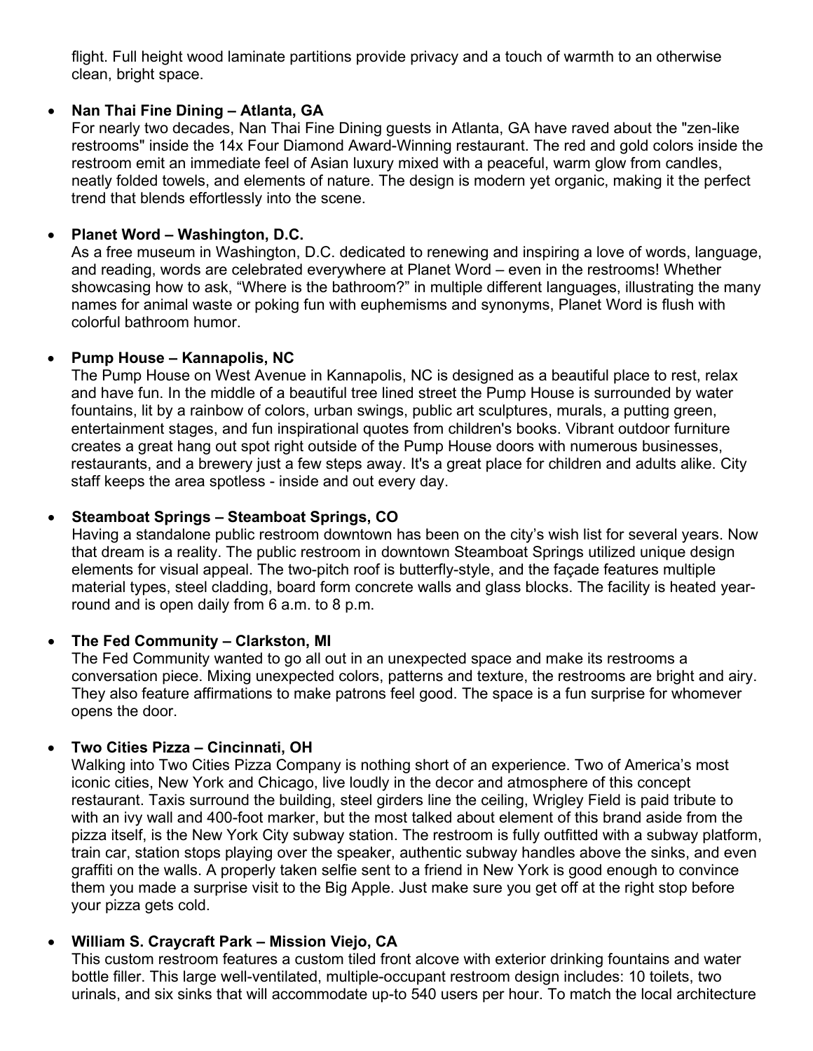flight. Full height wood laminate partitions provide privacy and a touch of warmth to an otherwise clean, bright space.

- **Nan Thai Fine Dining – Atlanta, GA**
  For nearly two decades, Nan Thai Fine Dining guests in Atlanta, GA have raved about the "zen-like restrooms" inside the 14x Four Diamond Award-Winning restaurant. The red and gold colors inside the restroom emit an immediate feel of Asian luxury mixed with a peaceful, warm glow from candles, neatly folded towels, and elements of nature. The design is modern yet organic, making it the perfect trend that blends effortlessly into the scene.

- **Planet Word – Washington, D.C.**
  As a free museum in Washington, D.C. dedicated to renewing and inspiring a love of words, language, and reading, words are celebrated everywhere at Planet Word – even in the restrooms! Whether showcasing how to ask, "Where is the bathroom?" in multiple different languages, illustrating the many names for animal waste or poking fun with euphemisms and synonyms, Planet Word is flush with colorful bathroom humor.

- **Pump House – Kannapolis, NC**
  The Pump House on West Avenue in Kannapolis, NC is designed as a beautiful place to rest, relax and have fun. In the middle of a beautiful tree lined street the Pump House is surrounded by water fountains, lit by a rainbow of colors, urban swings, public art sculptures, murals, a putting green, entertainment stages, and fun inspirational quotes from children's books. Vibrant outdoor furniture creates a great hang out spot right outside of the Pump House doors with numerous businesses, restaurants, and a brewery just a few steps away. It's a great place for children and adults alike. City staff keeps the area spotless - inside and out every day.

- **Steamboat Springs – Steamboat Springs, CO**
  Having a standalone public restroom downtown has been on the city's wish list for several years. Now that dream is a reality. The public restroom in downtown Steamboat Springs utilized unique design elements for visual appeal. The two-pitch roof is butterfly-style, and the façade features multiple material types, steel cladding, board form concrete walls and glass blocks. The facility is heated year-round and is open daily from 6 a.m. to 8 p.m.

- **The Fed Community – Clarkston, MI**
  The Fed Community wanted to go all out in an unexpected space and make its restrooms a conversation piece. Mixing unexpected colors, patterns and texture, the restrooms are bright and airy. They also feature affirmations to make patrons feel good. The space is a fun surprise for whomever opens the door.

- **Two Cities Pizza – Cincinnati, OH**
  Walking into Two Cities Pizza Company is nothing short of an experience. Two of America's most iconic cities, New York and Chicago, live loudly in the decor and atmosphere of this concept restaurant. Taxis surround the building, steel girders line the ceiling, Wrigley Field is paid tribute to with an ivy wall and 400-foot marker, but the most talked about element of this brand aside from the pizza itself, is the New York City subway station. The restroom is fully outfitted with a subway platform, train car, station stops playing over the speaker, authentic subway handles above the sinks, and even graffiti on the walls. A properly taken selfie sent to a friend in New York is good enough to convince them you made a surprise visit to the Big Apple. Just make sure you get off at the right stop before your pizza gets cold.

- **William S. Craycraft Park – Mission Viejo, CA**
  This custom restroom features a custom tiled front alcove with exterior drinking fountains and water bottle filler. This large well-ventilated, multiple-occupant restroom design includes: 10 toilets, two urinals, and six sinks that will accommodate up-to 540 users per hour. To match the local architecture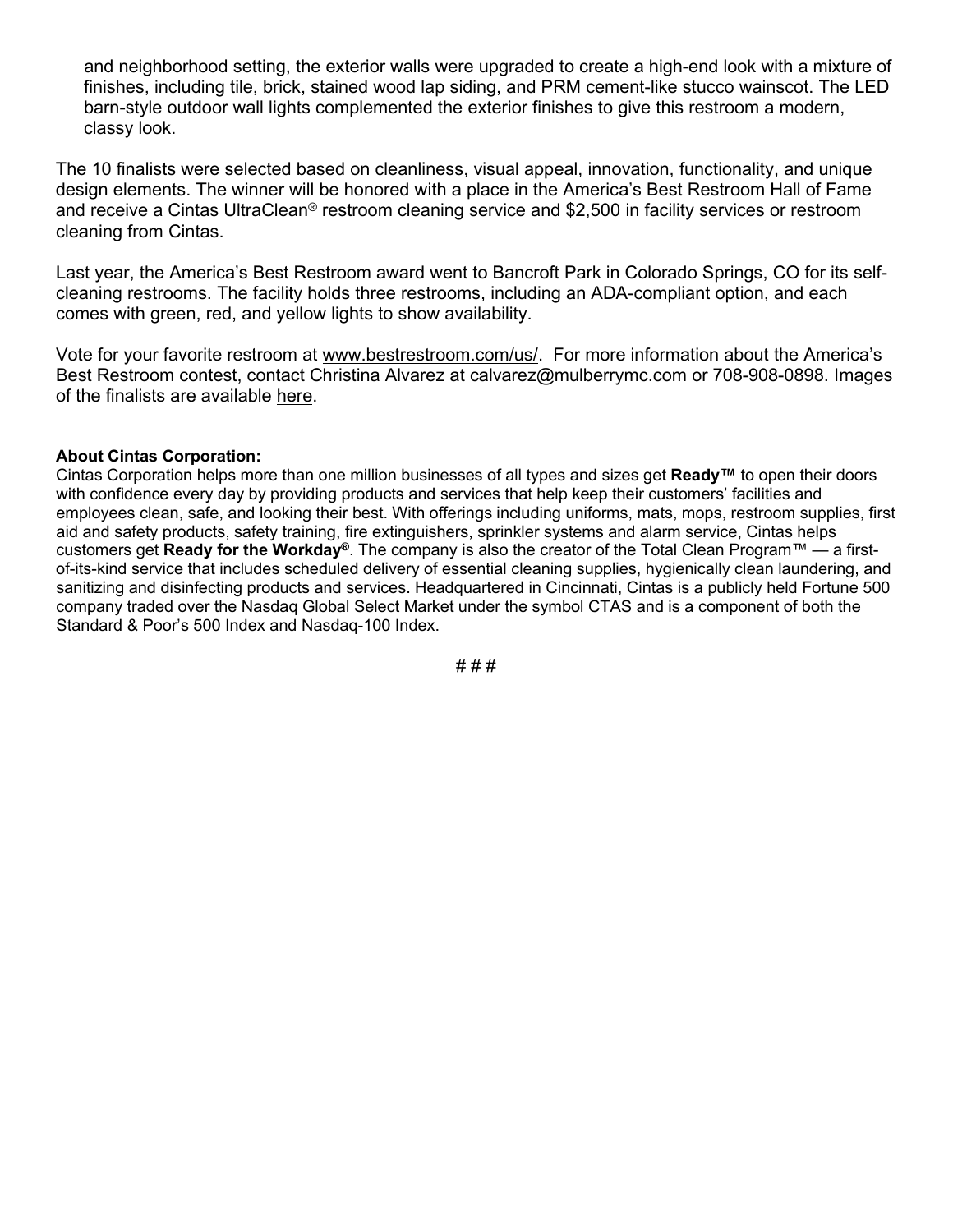and neighborhood setting, the exterior walls were upgraded to create a high-end look with a mixture of finishes, including tile, brick, stained wood lap siding, and PRM cement-like stucco wainscot. The LED barn-style outdoor wall lights complemented the exterior finishes to give this restroom a modern, classy look.

The 10 finalists were selected based on cleanliness, visual appeal, innovation, functionality, and unique design elements. The winner will be honored with a place in the America's Best Restroom Hall of Fame and receive a Cintas UltraClean® restroom cleaning service and $2,500 in facility services or restroom cleaning from Cintas.

Last year, the America's Best Restroom award went to Bancroft Park in Colorado Springs, CO for its self-cleaning restrooms. The facility holds three restrooms, including an ADA-compliant option, and each comes with green, red, and yellow lights to show availability.

Vote for your favorite restroom at www.bestrestroom.com/us/. For more information about the America's Best Restroom contest, contact Christina Alvarez at calvarez@mulberrymc.com or 708-908-0898. Images of the finalists are available here.

**About Cintas Corporation:**

Cintas Corporation helps more than one million businesses of all types and sizes get **Ready™** to open their doors with confidence every day by providing products and services that help keep their customers' facilities and employees clean, safe, and looking their best. With offerings including uniforms, mats, mops, restroom supplies, first aid and safety products, safety training, fire extinguishers, sprinkler systems and alarm service, Cintas helps customers get **Ready for the Workday®**. The company is also the creator of the Total Clean Program™ — a first-of-its-kind service that includes scheduled delivery of essential cleaning supplies, hygienically clean laundering, and sanitizing and disinfecting products and services. Headquartered in Cincinnati, Cintas is a publicly held Fortune 500 company traded over the Nasdaq Global Select Market under the symbol CTAS and is a component of both the Standard & Poor's 500 Index and Nasdaq-100 Index.

# # #